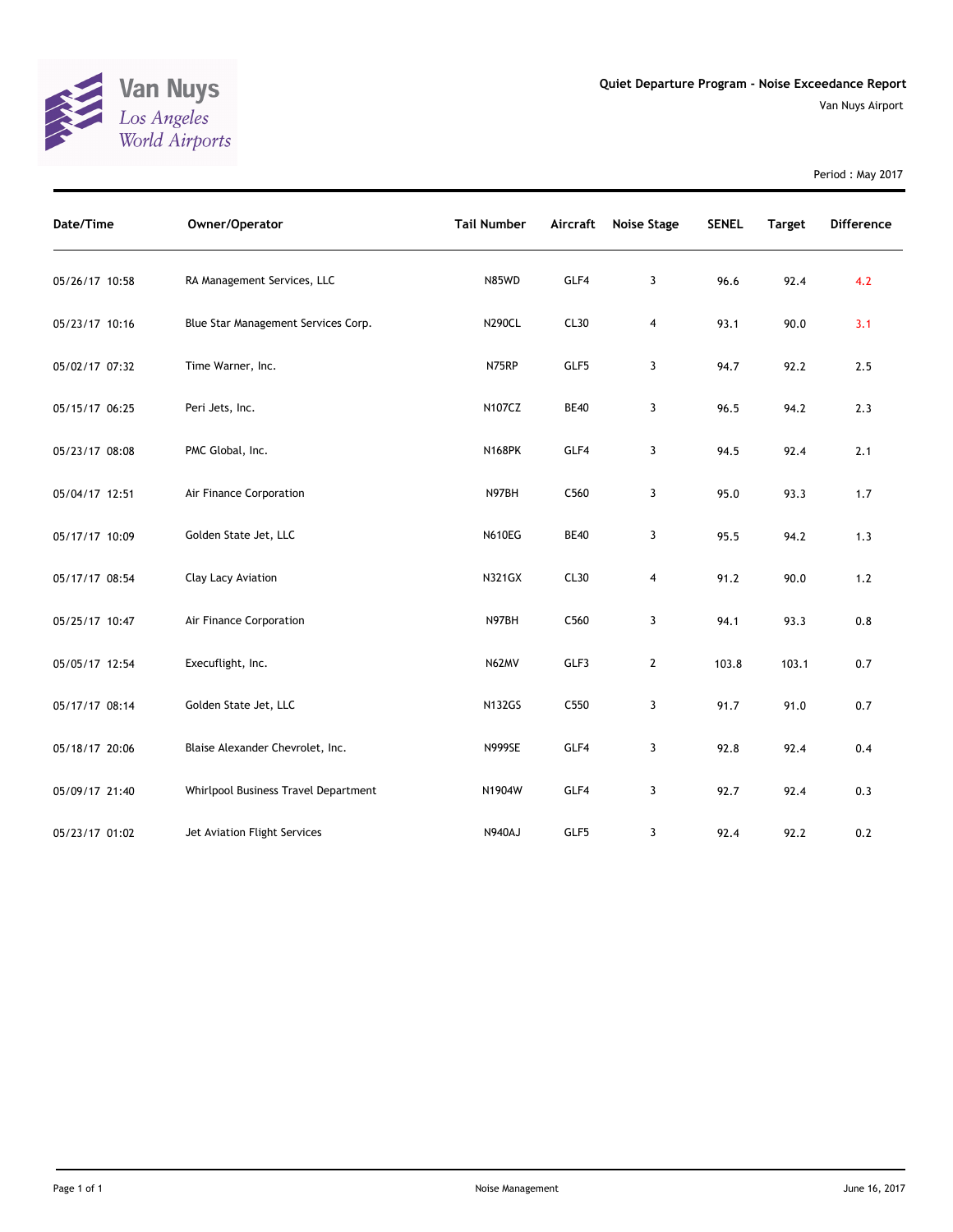Van Nuys
*Los Angeles World Airports*

## Quiet Departure Program - Noise Exceedance Report

Van Nuys Airport

Period : May 2017

| Date/Time | Owner/Operator | Tail Number | Aircraft | Noise Stage | SENEL | Target | Difference |
|---|---|---|---|---|---|---|---|
| 05/26/17 10:58 | RA Management Services, LLC | N85WD | GLF4 | 3 | 96.6 | 92.4 | 4.2 |
| 05/23/17 10:16 | Blue Star Management Services Corp. | N290CL | CL30 | 4 | 93.1 | 90.0 | 3.1 |
| 05/02/17 07:32 | Time Warner, Inc. | N75RP | GLF5 | 3 | 94.7 | 92.2 | 2.5 |
| 05/15/17 06:25 | Peri Jets, Inc. | N107CZ | BE40 | 3 | 96.5 | 94.2 | 2.3 |
| 05/23/17 08:08 | PMC Global, Inc. | N168PK | GLF4 | 3 | 94.5 | 92.4 | 2.1 |
| 05/04/17 12:51 | Air Finance Corporation | N97BH | C560 | 3 | 95.0 | 93.3 | 1.7 |
| 05/17/17 10:09 | Golden State Jet, LLC | N610EG | BE40 | 3 | 95.5 | 94.2 | 1.3 |
| 05/17/17 08:54 | Clay Lacy Aviation | N321GX | CL30 | 4 | 91.2 | 90.0 | 1.2 |
| 05/25/17 10:47 | Air Finance Corporation | N97BH | C560 | 3 | 94.1 | 93.3 | 0.8 |
| 05/05/17 12:54 | Execuflight, Inc. | N62MV | GLF3 | 2 | 103.8 | 103.1 | 0.7 |
| 05/17/17 08:14 | Golden State Jet, LLC | N132GS | C550 | 3 | 91.7 | 91.0 | 0.7 |
| 05/18/17 20:06 | Blaise Alexander Chevrolet, Inc. | N999SE | GLF4 | 3 | 92.8 | 92.4 | 0.4 |
| 05/09/17 21:40 | Whirlpool Business Travel Department | N1904W | GLF4 | 3 | 92.7 | 92.4 | 0.3 |
| 05/23/17 01:02 | Jet Aviation Flight Services | N940AJ | GLF5 | 3 | 92.4 | 92.2 | 0.2 |

Noise Management

June 16, 2017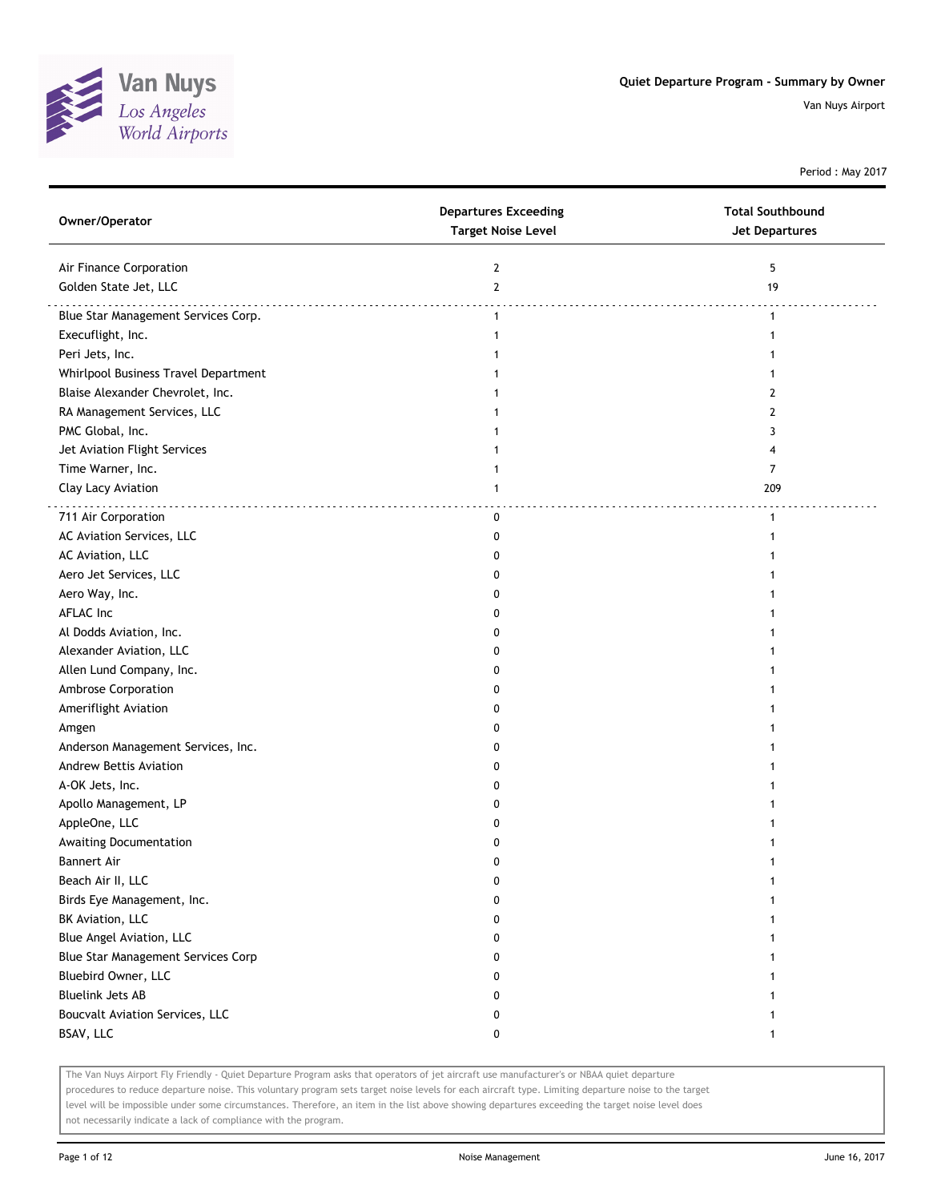Van Nuys
Los Angeles
World Airports

**Quiet Departure Program - Summary by Owner**

Van Nuys Airport

Period : May 2017

| Owner/Operator | Departures Exceeding Target Noise Level | Total Southbound Jet Departures |
|---|---|---|
| Air Finance Corporation | 2 | 5 |
| Golden State Jet, LLC | 2 | 19 |
| Blue Star Management Services Corp. | 1 | 1 |
| Execuflight, Inc. | 1 | 1 |
| Peri Jets, Inc. | 1 | 1 |
| Whirlpool Business Travel Department | 1 | 1 |
| Blaise Alexander Chevrolet, Inc. | 1 | 2 |
| RA Management Services, LLC | 1 | 2 |
| PMC Global, Inc. | 1 | 3 |
| Jet Aviation Flight Services | 1 | 4 |
| Time Warner, Inc. | 1 | 7 |
| Clay Lacy Aviation | 1 | 209 |
| 711 Air Corporation | 0 | 1 |
| AC Aviation Services, LLC | 0 | 1 |
| AC Aviation, LLC | 0 | 1 |
| Aero Jet Services, LLC | 0 | 1 |
| Aero Way, Inc. | 0 | 1 |
| AFLAC Inc | 0 | 1 |
| Al Dodds Aviation, Inc. | 0 | 1 |
| Alexander Aviation, LLC | 0 | 1 |
| Allen Lund Company, Inc. | 0 | 1 |
| Ambrose Corporation | 0 | 1 |
| Ameriflight Aviation | 0 | 1 |
| Amgen | 0 | 1 |
| Anderson Management Services, Inc. | 0 | 1 |
| Andrew Bettis Aviation | 0 | 1 |
| A-OK Jets, Inc. | 0 | 1 |
| Apollo Management, LP | 0 | 1 |
| AppleOne, LLC | 0 | 1 |
| Awaiting Documentation | 0 | 1 |
| Bannert Air | 0 | 1 |
| Beach Air II, LLC | 0 | 1 |
| Birds Eye Management, Inc. | 0 | 1 |
| BK Aviation, LLC | 0 | 1 |
| Blue Angel Aviation, LLC | 0 | 1 |
| Blue Star Management Services Corp | 0 | 1 |
| Bluebird Owner, LLC | 0 | 1 |
| Bluelink Jets AB | 0 | 1 |
| Boucvalt Aviation Services, LLC | 0 | 1 |
| BSAV, LLC | 0 | 1 |

The Van Nuys Airport Fly Friendly - Quiet Departure Program asks that operators of jet aircraft use manufacturer's or NBAA quiet departure procedures to reduce departure noise. This voluntary program sets target noise levels for each aircraft type. Limiting departure noise to the target level will be impossible under some circumstances. Therefore, an item in the list above showing departures exceeding the target noise level does not necessarily indicate a lack of compliance with the program.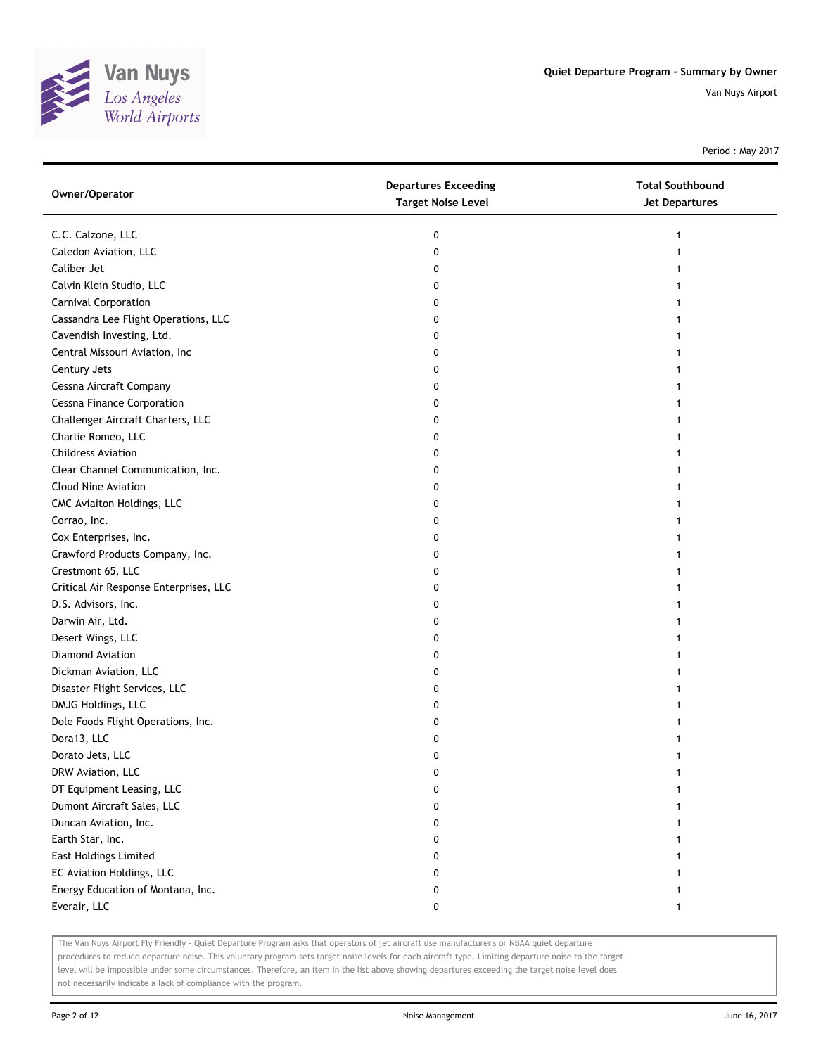# Quiet Departure Program - Summary by Owner

Van Nuys Airport

Period : May 2017

| Owner/Operator | Departures Exceeding Target Noise Level | Total Southbound Jet Departures |
|---|---|---|
| C.C. Calzone, LLC | 0 | 1 |
| Caledon Aviation, LLC | 0 | 1 |
| Caliber Jet | 0 | 1 |
| Calvin Klein Studio, LLC | 0 | 1 |
| Carnival Corporation | 0 | 1 |
| Cassandra Lee Flight Operations, LLC | 0 | 1 |
| Cavendish Investing, Ltd. | 0 | 1 |
| Central Missouri Aviation, Inc | 0 | 1 |
| Century Jets | 0 | 1 |
| Cessna Aircraft Company | 0 | 1 |
| Cessna Finance Corporation | 0 | 1 |
| Challenger Aircraft Charters, LLC | 0 | 1 |
| Charlie Romeo, LLC | 0 | 1 |
| Childress Aviation | 0 | 1 |
| Clear Channel Communication, Inc. | 0 | 1 |
| Cloud Nine Aviation | 0 | 1 |
| CMC Aviaiton Holdings, LLC | 0 | 1 |
| Corrao, Inc. | 0 | 1 |
| Cox Enterprises, Inc. | 0 | 1 |
| Crawford Products Company, Inc. | 0 | 1 |
| Crestmont 65, LLC | 0 | 1 |
| Critical Air Response Enterprises, LLC | 0 | 1 |
| D.S. Advisors, Inc. | 0 | 1 |
| Darwin Air, Ltd. | 0 | 1 |
| Desert Wings, LLC | 0 | 1 |
| Diamond Aviation | 0 | 1 |
| Dickman Aviation, LLC | 0 | 1 |
| Disaster Flight Services, LLC | 0 | 1 |
| DMJG Holdings, LLC | 0 | 1 |
| Dole Foods Flight Operations, Inc. | 0 | 1 |
| Dora13, LLC | 0 | 1 |
| Dorato Jets, LLC | 0 | 1 |
| DRW Aviation, LLC | 0 | 1 |
| DT Equipment Leasing, LLC | 0 | 1 |
| Dumont Aircraft Sales, LLC | 0 | 1 |
| Duncan Aviation, Inc. | 0 | 1 |
| Earth Star, Inc. | 0 | 1 |
| East Holdings Limited | 0 | 1 |
| EC Aviation Holdings, LLC | 0 | 1 |
| Energy Education of Montana, Inc. | 0 | 1 |
| Everair, LLC | 0 | 1 |

The Van Nuys Airport Fly Friendly - Quiet Departure Program asks that operators of jet aircraft use manufacturer's or NBAA quiet departure procedures to reduce departure noise. This voluntary program sets target noise levels for each aircraft type. Limiting departure noise to the target level will be impossible under some circumstances. Therefore, an item in the list above showing departures exceeding the target noise level does not necessarily indicate a lack of compliance with the program.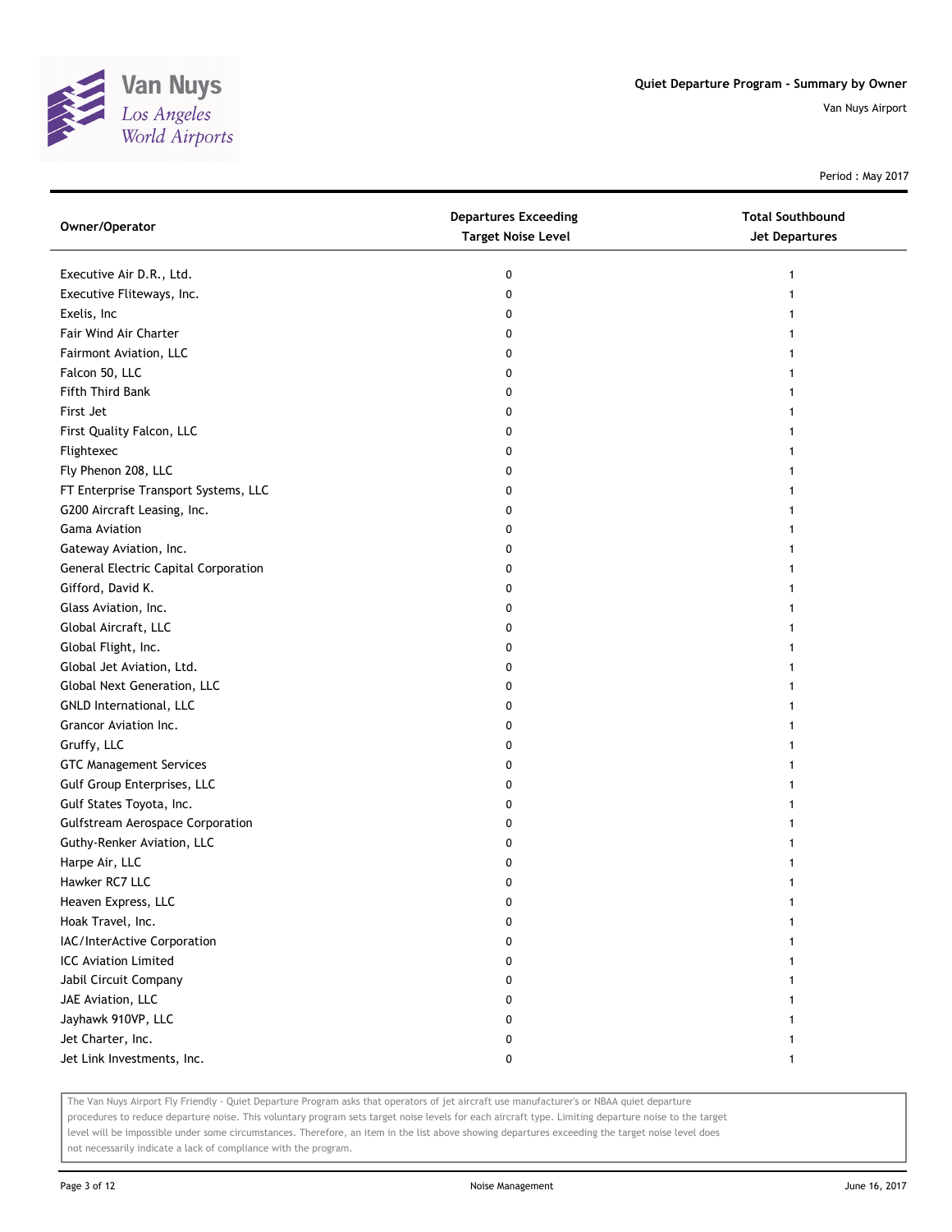# Quiet Departure Program - Summary by Owner

Van Nuys Airport

Period : May 2017

| Owner/Operator | Departures Exceeding Target Noise Level | Total Southbound Jet Departures |
|---|---|---|
| Executive Air D.R., Ltd. | 0 | 1 |
| Executive Fliteways, Inc. | 0 | 1 |
| Exelis, Inc | 0 | 1 |
| Fair Wind Air Charter | 0 | 1 |
| Fairmont Aviation, LLC | 0 | 1 |
| Falcon 50, LLC | 0 | 1 |
| Fifth Third Bank | 0 | 1 |
| First Jet | 0 | 1 |
| First Quality Falcon, LLC | 0 | 1 |
| Flightexec | 0 | 1 |
| Fly Phenon 208, LLC | 0 | 1 |
| FT Enterprise Transport Systems, LLC | 0 | 1 |
| G200 Aircraft Leasing, Inc. | 0 | 1 |
| Gama Aviation | 0 | 1 |
| Gateway Aviation, Inc. | 0 | 1 |
| General Electric Capital Corporation | 0 | 1 |
| Gifford, David K. | 0 | 1 |
| Glass Aviation, Inc. | 0 | 1 |
| Global Aircraft, LLC | 0 | 1 |
| Global Flight, Inc. | 0 | 1 |
| Global Jet Aviation, Ltd. | 0 | 1 |
| Global Next Generation, LLC | 0 | 1 |
| GNLD International, LLC | 0 | 1 |
| Grancor Aviation Inc. | 0 | 1 |
| Gruffy, LLC | 0 | 1 |
| GTC Management Services | 0 | 1 |
| Gulf Group Enterprises, LLC | 0 | 1 |
| Gulf States Toyota, Inc. | 0 | 1 |
| Gulfstream Aerospace Corporation | 0 | 1 |
| Guthy-Renker Aviation, LLC | 0 | 1 |
| Harpe Air, LLC | 0 | 1 |
| Hawker RC7 LLC | 0 | 1 |
| Heaven Express, LLC | 0 | 1 |
| Hoak Travel, Inc. | 0 | 1 |
| IAC/InterActive Corporation | 0 | 1 |
| ICC Aviation Limited | 0 | 1 |
| Jabil Circuit Company | 0 | 1 |
| JAE Aviation, LLC | 0 | 1 |
| Jayhawk 910VP, LLC | 0 | 1 |
| Jet Charter, Inc. | 0 | 1 |
| Jet Link Investments, Inc. | 0 | 1 |

The Van Nuys Airport Fly Friendly - Quiet Departure Program asks that operators of jet aircraft use manufacturer's or NBAA quiet departure procedures to reduce departure noise. This voluntary program sets target noise levels for each aircraft type. Limiting departure noise to the target level will be impossible under some circumstances. Therefore, an item in the list above showing departures exceeding the target noise level does not necessarily indicate a lack of compliance with the program.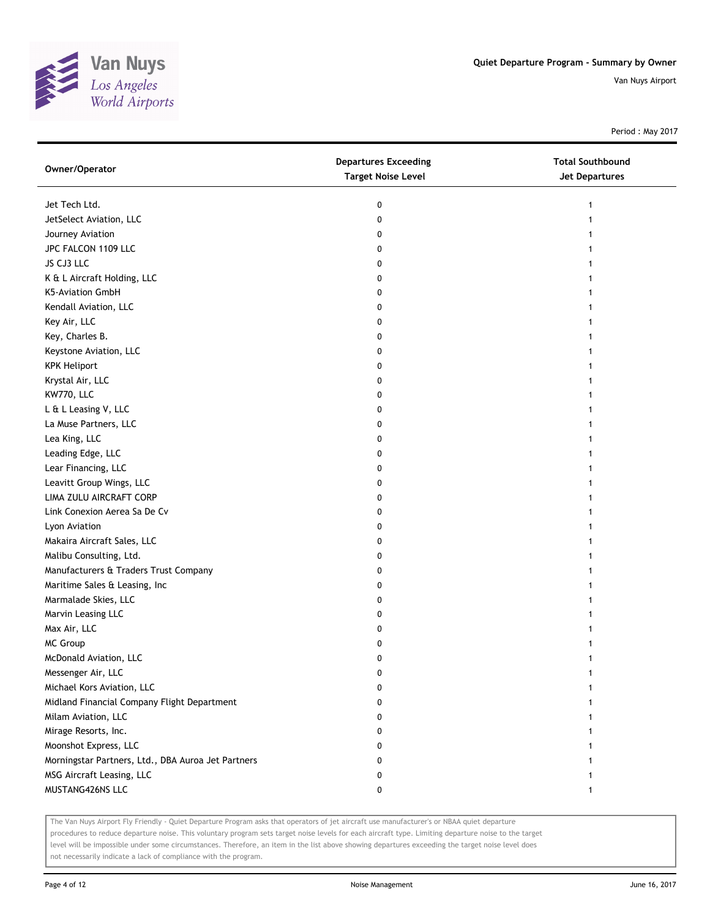# Quiet Departure Program - Summary by Owner

Van Nuys Airport

Period : May 2017

| Owner/Operator | Departures Exceeding Target Noise Level | Total Southbound Jet Departures |
|---|---|---|
| Jet Tech Ltd. | 0 | 1 |
| JetSelect Aviation, LLC | 0 | 1 |
| Journey Aviation | 0 | 1 |
| JPC FALCON 1109 LLC | 0 | 1 |
| JS CJ3 LLC | 0 | 1 |
| K & L Aircraft Holding, LLC | 0 | 1 |
| K5-Aviation GmbH | 0 | 1 |
| Kendall Aviation, LLC | 0 | 1 |
| Key Air, LLC | 0 | 1 |
| Key, Charles B. | 0 | 1 |
| Keystone Aviation, LLC | 0 | 1 |
| KPK Heliport | 0 | 1 |
| Krystal Air, LLC | 0 | 1 |
| KW770, LLC | 0 | 1 |
| L & L Leasing V, LLC | 0 | 1 |
| La Muse Partners, LLC | 0 | 1 |
| Lea King, LLC | 0 | 1 |
| Leading Edge, LLC | 0 | 1 |
| Lear Financing, LLC | 0 | 1 |
| Leavitt Group Wings, LLC | 0 | 1 |
| LIMA ZULU AIRCRAFT CORP | 0 | 1 |
| Link Conexion Aerea Sa De Cv | 0 | 1 |
| Lyon Aviation | 0 | 1 |
| Makaira Aircraft Sales, LLC | 0 | 1 |
| Malibu Consulting, Ltd. | 0 | 1 |
| Manufacturers & Traders Trust Company | 0 | 1 |
| Maritime Sales & Leasing, Inc | 0 | 1 |
| Marmalade Skies, LLC | 0 | 1 |
| Marvin Leasing LLC | 0 | 1 |
| Max Air, LLC | 0 | 1 |
| MC Group | 0 | 1 |
| McDonald Aviation, LLC | 0 | 1 |
| Messenger Air, LLC | 0 | 1 |
| Michael Kors Aviation, LLC | 0 | 1 |
| Midland Financial Company Flight Department | 0 | 1 |
| Milam Aviation, LLC | 0 | 1 |
| Mirage Resorts, Inc. | 0 | 1 |
| Moonshot Express, LLC | 0 | 1 |
| Morningstar Partners, Ltd., DBA Auroa Jet Partners | 0 | 1 |
| MSG Aircraft Leasing, LLC | 0 | 1 |
| MUSTANG426NS LLC | 0 | 1 |

The Van Nuys Airport Fly Friendly - Quiet Departure Program asks that operators of jet aircraft use manufacturer's or NBAA quiet departure procedures to reduce departure noise. This voluntary program sets target noise levels for each aircraft type. Limiting departure noise to the target level will be impossible under some circumstances. Therefore, an item in the list above showing departures exceeding the target noise level does not necessarily indicate a lack of compliance with the program.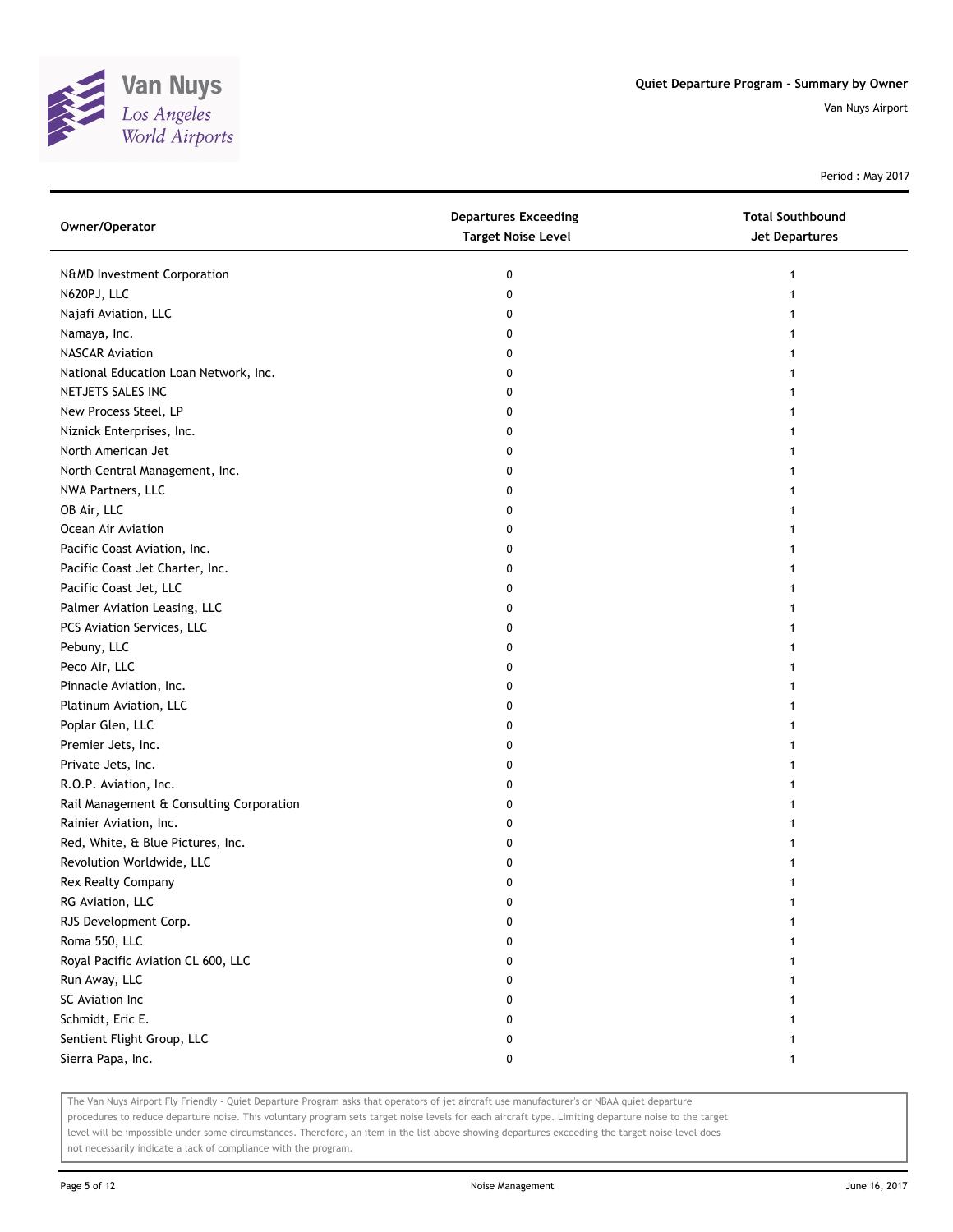Quiet Departure Program - Summary by Owner

Van Nuys Airport

Period : May 2017

| Owner/Operator | Departures Exceeding Target Noise Level | Total Southbound Jet Departures |
|---|---|---|
| N&MD Investment Corporation | 0 | 1 |
| N620PJ, LLC | 0 | 1 |
| Najafi Aviation, LLC | 0 | 1 |
| Namaya, Inc. | 0 | 1 |
| NASCAR Aviation | 0 | 1 |
| National Education Loan Network, Inc. | 0 | 1 |
| NETJETS SALES INC | 0 | 1 |
| New Process Steel, LP | 0 | 1 |
| Niznick Enterprises, Inc. | 0 | 1 |
| North American Jet | 0 | 1 |
| North Central Management, Inc. | 0 | 1 |
| NWA Partners, LLC | 0 | 1 |
| OB Air, LLC | 0 | 1 |
| Ocean Air Aviation | 0 | 1 |
| Pacific Coast Aviation, Inc. | 0 | 1 |
| Pacific Coast Jet Charter, Inc. | 0 | 1 |
| Pacific Coast Jet, LLC | 0 | 1 |
| Palmer Aviation Leasing, LLC | 0 | 1 |
| PCS Aviation Services, LLC | 0 | 1 |
| Pebuny, LLC | 0 | 1 |
| Peco Air, LLC | 0 | 1 |
| Pinnacle Aviation, Inc. | 0 | 1 |
| Platinum Aviation, LLC | 0 | 1 |
| Poplar Glen, LLC | 0 | 1 |
| Premier Jets, Inc. | 0 | 1 |
| Private Jets, Inc. | 0 | 1 |
| R.O.P. Aviation, Inc. | 0 | 1 |
| Rail Management & Consulting Corporation | 0 | 1 |
| Rainier Aviation, Inc. | 0 | 1 |
| Red, White, & Blue Pictures, Inc. | 0 | 1 |
| Revolution Worldwide, LLC | 0 | 1 |
| Rex Realty Company | 0 | 1 |
| RG Aviation, LLC | 0 | 1 |
| RJS Development Corp. | 0 | 1 |
| Roma 550, LLC | 0 | 1 |
| Royal Pacific Aviation CL 600, LLC | 0 | 1 |
| Run Away, LLC | 0 | 1 |
| SC Aviation Inc | 0 | 1 |
| Schmidt, Eric E. | 0 | 1 |
| Sentient Flight Group, LLC | 0 | 1 |
| Sierra Papa, Inc. | 0 | 1 |

The Van Nuys Airport Fly Friendly - Quiet Departure Program asks that operators of jet aircraft use manufacturer's or NBAA quiet departure procedures to reduce departure noise. This voluntary program sets target noise levels for each aircraft type. Limiting departure noise to the target level will be impossible under some circumstances. Therefore, an item in the list above showing departures exceeding the target noise level does not necessarily indicate a lack of compliance with the program.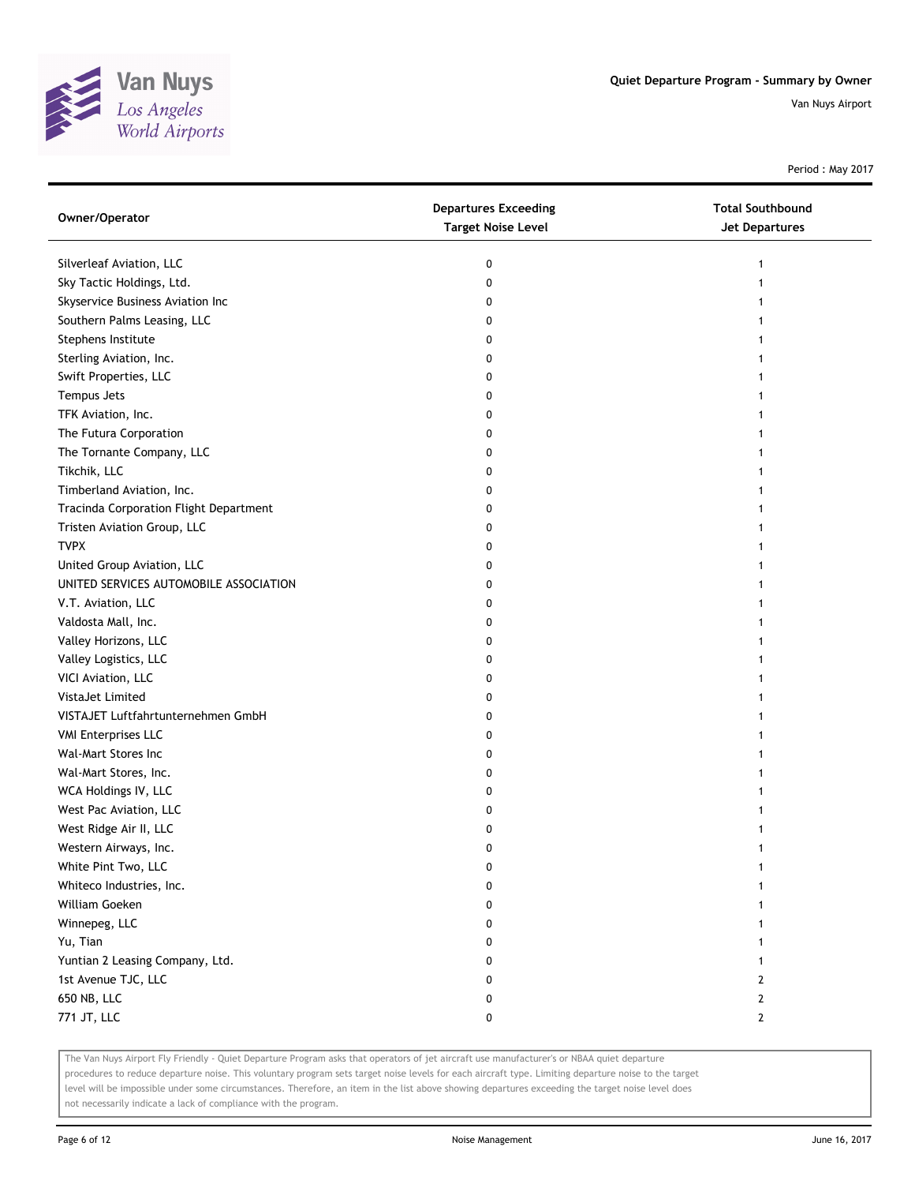Quiet Departure Program - Summary by Owner

Van Nuys Airport

Period : May 2017

| Owner/Operator | Departures Exceeding Target Noise Level | Total Southbound Jet Departures |
|---|---|---|
| Silverleaf Aviation, LLC | 0 | 1 |
| Sky Tactic Holdings, Ltd. | 0 | 1 |
| Skyservice Business Aviation Inc | 0 | 1 |
| Southern Palms Leasing, LLC | 0 | 1 |
| Stephens Institute | 0 | 1 |
| Sterling Aviation, Inc. | 0 | 1 |
| Swift Properties, LLC | 0 | 1 |
| Tempus Jets | 0 | 1 |
| TFK Aviation, Inc. | 0 | 1 |
| The Futura Corporation | 0 | 1 |
| The Tornante Company, LLC | 0 | 1 |
| Tikchik, LLC | 0 | 1 |
| Timberland Aviation, Inc. | 0 | 1 |
| Tracinda Corporation Flight Department | 0 | 1 |
| Tristen Aviation Group, LLC | 0 | 1 |
| TVPX | 0 | 1 |
| United Group Aviation, LLC | 0 | 1 |
| UNITED SERVICES AUTOMOBILE ASSOCIATION | 0 | 1 |
| V.T. Aviation, LLC | 0 | 1 |
| Valdosta Mall, Inc. | 0 | 1 |
| Valley Horizons, LLC | 0 | 1 |
| Valley Logistics, LLC | 0 | 1 |
| VICI Aviation, LLC | 0 | 1 |
| VistaJet Limited | 0 | 1 |
| VISTAJET Luftfahrtunternehmen GmbH | 0 | 1 |
| VMI Enterprises LLC | 0 | 1 |
| Wal-Mart Stores Inc | 0 | 1 |
| Wal-Mart Stores, Inc. | 0 | 1 |
| WCA Holdings IV, LLC | 0 | 1 |
| West Pac Aviation, LLC | 0 | 1 |
| West Ridge Air II, LLC | 0 | 1 |
| Western Airways, Inc. | 0 | 1 |
| White Pint Two, LLC | 0 | 1 |
| Whiteco Industries, Inc. | 0 | 1 |
| William Goeken | 0 | 1 |
| Winnepeg, LLC | 0 | 1 |
| Yu, Tian | 0 | 1 |
| Yuntian 2 Leasing Company, Ltd. | 0 | 1 |
| 1st Avenue TJC, LLC | 0 | 2 |
| 650 NB, LLC | 0 | 2 |
| 771 JT, LLC | 0 | 2 |

The Van Nuys Airport Fly Friendly - Quiet Departure Program asks that operators of jet aircraft use manufacturer's or NBAA quiet departure procedures to reduce departure noise. This voluntary program sets target noise levels for each aircraft type. Limiting departure noise to the target level will be impossible under some circumstances. Therefore, an item in the list above showing departures exceeding the target noise level does not necessarily indicate a lack of compliance with the program.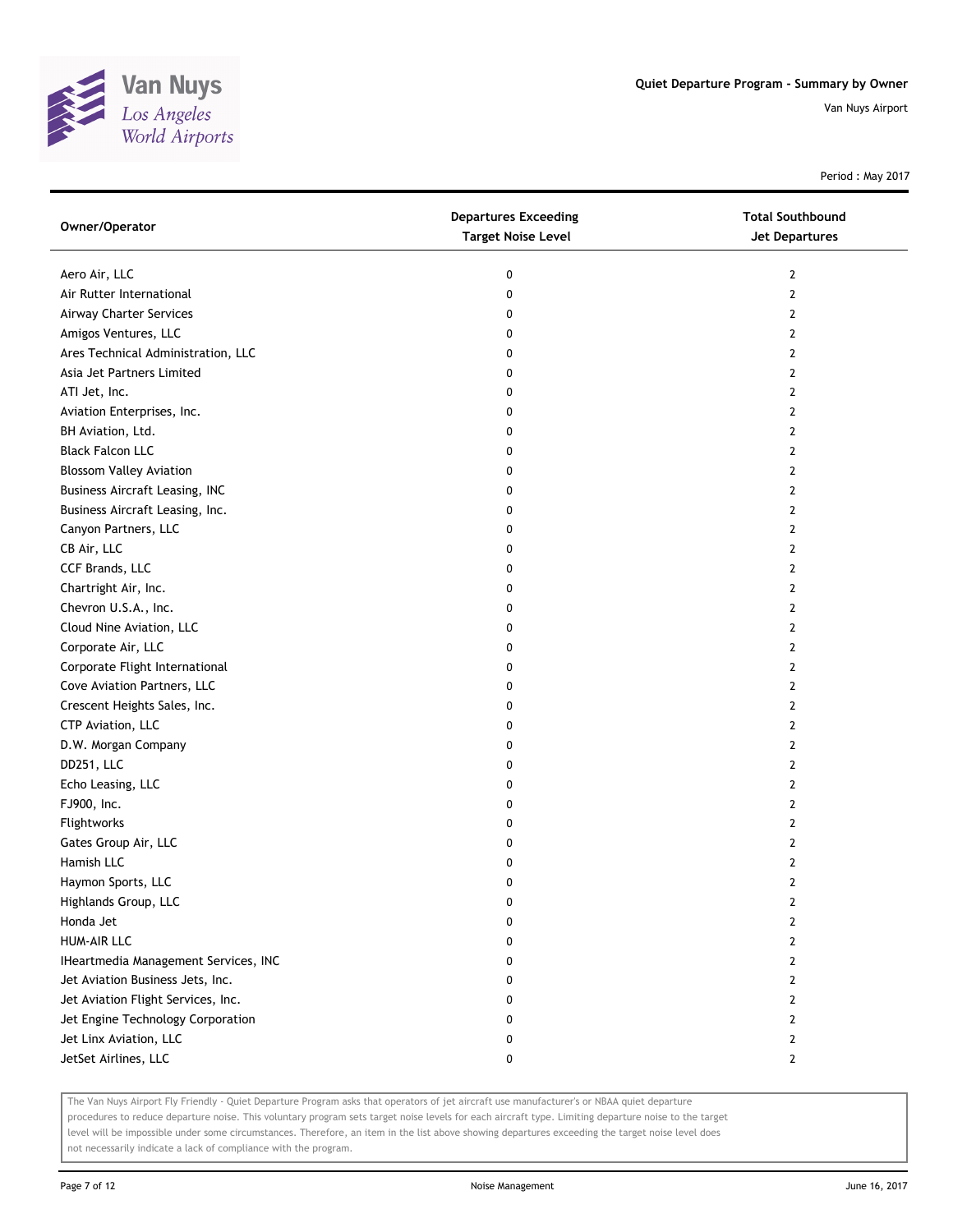# Quiet Departure Program - Summary by Owner

Van Nuys Airport

Period : May 2017

| Owner/Operator | Departures Exceeding Target Noise Level | Total Southbound Jet Departures |
|---|---|---|
| Aero Air, LLC | 0 | 2 |
| Air Rutter International | 0 | 2 |
| Airway Charter Services | 0 | 2 |
| Amigos Ventures, LLC | 0 | 2 |
| Ares Technical Administration, LLC | 0 | 2 |
| Asia Jet Partners Limited | 0 | 2 |
| ATI Jet, Inc. | 0 | 2 |
| Aviation Enterprises, Inc. | 0 | 2 |
| BH Aviation, Ltd. | 0 | 2 |
| Black Falcon LLC | 0 | 2 |
| Blossom Valley Aviation | 0 | 2 |
| Business Aircraft Leasing, INC | 0 | 2 |
| Business Aircraft Leasing, Inc. | 0 | 2 |
| Canyon Partners, LLC | 0 | 2 |
| CB Air, LLC | 0 | 2 |
| CCF Brands, LLC | 0 | 2 |
| Chartright Air, Inc. | 0 | 2 |
| Chevron U.S.A., Inc. | 0 | 2 |
| Cloud Nine Aviation, LLC | 0 | 2 |
| Corporate Air, LLC | 0 | 2 |
| Corporate Flight International | 0 | 2 |
| Cove Aviation Partners, LLC | 0 | 2 |
| Crescent Heights Sales, Inc. | 0 | 2 |
| CTP Aviation, LLC | 0 | 2 |
| D.W. Morgan Company | 0 | 2 |
| DD251, LLC | 0 | 2 |
| Echo Leasing, LLC | 0 | 2 |
| FJ900, Inc. | 0 | 2 |
| Flightworks | 0 | 2 |
| Gates Group Air, LLC | 0 | 2 |
| Hamish LLC | 0 | 2 |
| Haymon Sports, LLC | 0 | 2 |
| Highlands Group, LLC | 0 | 2 |
| Honda Jet | 0 | 2 |
| HUM-AIR LLC | 0 | 2 |
| IHeartmedia Management Services, INC | 0 | 2 |
| Jet Aviation Business Jets, Inc. | 0 | 2 |
| Jet Aviation Flight Services, Inc. | 0 | 2 |
| Jet Engine Technology Corporation | 0 | 2 |
| Jet Linx Aviation, LLC | 0 | 2 |
| JetSet Airlines, LLC | 0 | 2 |

The Van Nuys Airport Fly Friendly - Quiet Departure Program asks that operators of jet aircraft use manufacturer's or NBAA quiet departure procedures to reduce departure noise. This voluntary program sets target noise levels for each aircraft type. Limiting departure noise to the target level will be impossible under some circumstances. Therefore, an item in the list above showing departures exceeding the target noise level does not necessarily indicate a lack of compliance with the program.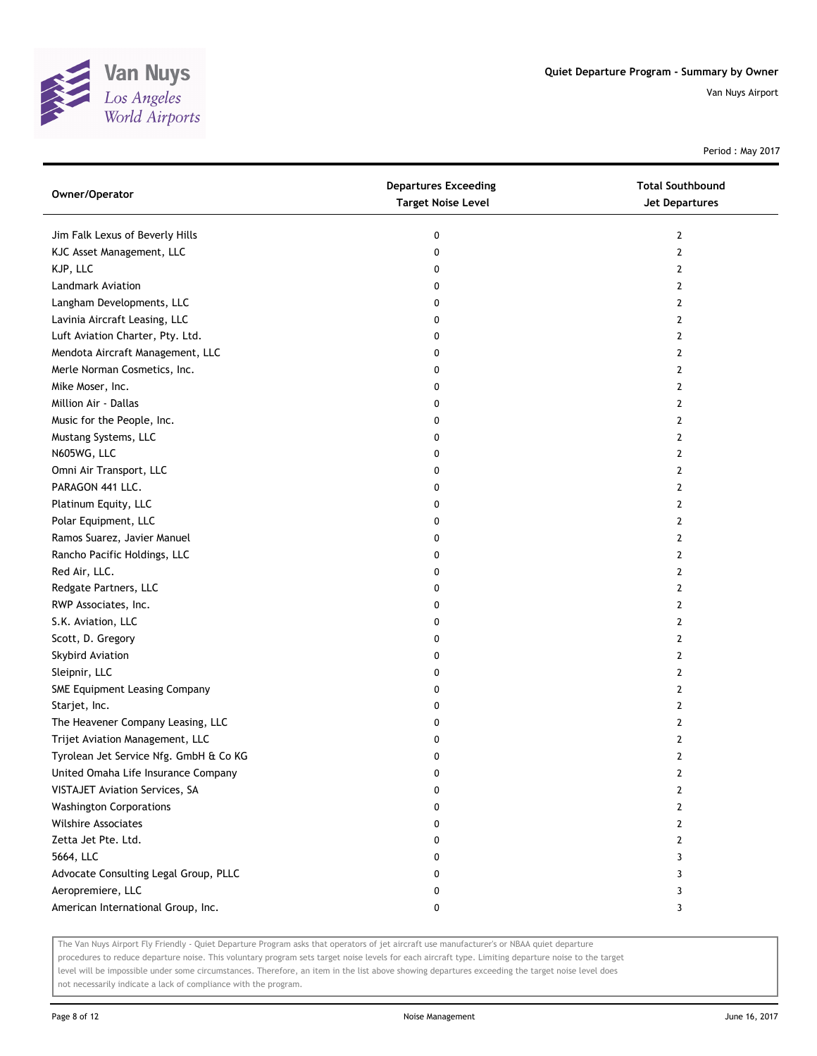# Quiet Departure Program - Summary by Owner

Van Nuys Airport

Period : May 2017

| Owner/Operator | Departures Exceeding Target Noise Level | Total Southbound Jet Departures |
|---|---|---|
| Jim Falk Lexus of Beverly Hills | 0 | 2 |
| KJC Asset Management, LLC | 0 | 2 |
| KJP, LLC | 0 | 2 |
| Landmark Aviation | 0 | 2 |
| Langham Developments, LLC | 0 | 2 |
| Lavinia Aircraft Leasing, LLC | 0 | 2 |
| Luft Aviation Charter, Pty. Ltd. | 0 | 2 |
| Mendota Aircraft Management, LLC | 0 | 2 |
| Merle Norman Cosmetics, Inc. | 0 | 2 |
| Mike Moser, Inc. | 0 | 2 |
| Million Air - Dallas | 0 | 2 |
| Music for the People, Inc. | 0 | 2 |
| Mustang Systems, LLC | 0 | 2 |
| N605WG, LLC | 0 | 2 |
| Omni Air Transport, LLC | 0 | 2 |
| PARAGON 441 LLC. | 0 | 2 |
| Platinum Equity, LLC | 0 | 2 |
| Polar Equipment, LLC | 0 | 2 |
| Ramos Suarez, Javier Manuel | 0 | 2 |
| Rancho Pacific Holdings, LLC | 0 | 2 |
| Red Air, LLC. | 0 | 2 |
| Redgate Partners, LLC | 0 | 2 |
| RWP Associates, Inc. | 0 | 2 |
| S.K. Aviation, LLC | 0 | 2 |
| Scott, D. Gregory | 0 | 2 |
| Skybird Aviation | 0 | 2 |
| Sleipnir, LLC | 0 | 2 |
| SME Equipment Leasing Company | 0 | 2 |
| Starjet, Inc. | 0 | 2 |
| The Heavener Company Leasing, LLC | 0 | 2 |
| Trijet Aviation Management, LLC | 0 | 2 |
| Tyrolean Jet Service Nfg. GmbH & Co KG | 0 | 2 |
| United Omaha Life Insurance Company | 0 | 2 |
| VISTAJET Aviation Services, SA | 0 | 2 |
| Washington Corporations | 0 | 2 |
| Wilshire Associates | 0 | 2 |
| Zetta Jet Pte. Ltd. | 0 | 2 |
| 5664, LLC | 0 | 3 |
| Advocate Consulting Legal Group, PLLC | 0 | 3 |
| Aeropremiere, LLC | 0 | 3 |
| American International Group, Inc. | 0 | 3 |

The Van Nuys Airport Fly Friendly - Quiet Departure Program asks that operators of jet aircraft use manufacturer's or NBAA quiet departure procedures to reduce departure noise. This voluntary program sets target noise levels for each aircraft type. Limiting departure noise to the target level will be impossible under some circumstances. Therefore, an item in the list above showing departures exceeding the target noise level does not necessarily indicate a lack of compliance with the program.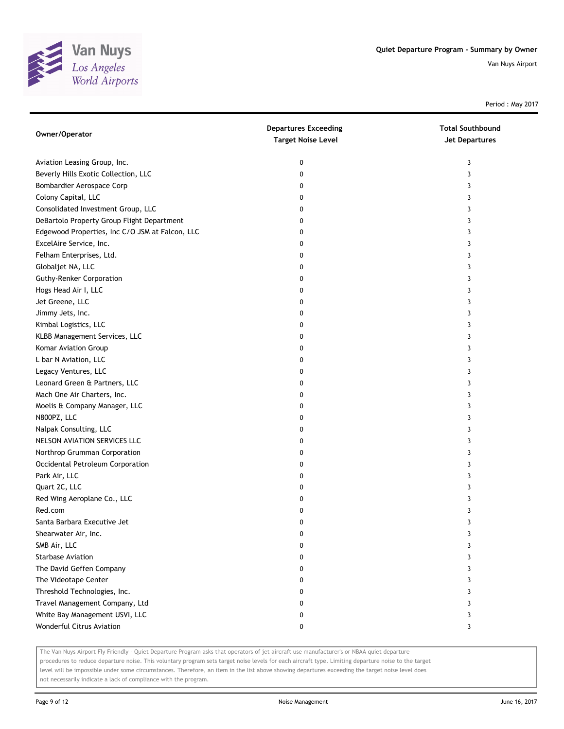Quiet Departure Program - Summary by Owner

Van Nuys Airport

Period : May 2017

| Owner/Operator | Departures Exceeding Target Noise Level | Total Southbound Jet Departures |
|---|---|---|
| Aviation Leasing Group, Inc. | 0 | 3 |
| Beverly Hills Exotic Collection, LLC | 0 | 3 |
| Bombardier Aerospace Corp | 0 | 3 |
| Colony Capital, LLC | 0 | 3 |
| Consolidated Investment Group, LLC | 0 | 3 |
| DeBartolo Property Group Flight Department | 0 | 3 |
| Edgewood Properties, Inc C/O JSM at Falcon, LLC | 0 | 3 |
| ExcelAire Service, Inc. | 0 | 3 |
| Felham Enterprises, Ltd. | 0 | 3 |
| Globaljet NA, LLC | 0 | 3 |
| Guthy-Renker Corporation | 0 | 3 |
| Hogs Head Air I, LLC | 0 | 3 |
| Jet Greene, LLC | 0 | 3 |
| Jimmy Jets, Inc. | 0 | 3 |
| Kimbal Logistics, LLC | 0 | 3 |
| KLBB Management Services, LLC | 0 | 3 |
| Komar Aviation Group | 0 | 3 |
| L bar N Aviation, LLC | 0 | 3 |
| Legacy Ventures, LLC | 0 | 3 |
| Leonard Green & Partners, LLC | 0 | 3 |
| Mach One Air Charters, Inc. | 0 | 3 |
| Moelis & Company Manager, LLC | 0 | 3 |
| N800PZ, LLC | 0 | 3 |
| Nalpak Consulting, LLC | 0 | 3 |
| NELSON AVIATION SERVICES LLC | 0 | 3 |
| Northrop Grumman Corporation | 0 | 3 |
| Occidental Petroleum Corporation | 0 | 3 |
| Park Air, LLC | 0 | 3 |
| Quart 2C, LLC | 0 | 3 |
| Red Wing Aeroplane Co., LLC | 0 | 3 |
| Red.com | 0 | 3 |
| Santa Barbara Executive Jet | 0 | 3 |
| Shearwater Air, Inc. | 0 | 3 |
| SMB Air, LLC | 0 | 3 |
| Starbase Aviation | 0 | 3 |
| The David Geffen Company | 0 | 3 |
| The Videotape Center | 0 | 3 |
| Threshold Technologies, Inc. | 0 | 3 |
| Travel Management Company, Ltd | 0 | 3 |
| White Bay Management USVI, LLC | 0 | 3 |
| Wonderful Citrus Aviation | 0 | 3 |

The Van Nuys Airport Fly Friendly - Quiet Departure Program asks that operators of jet aircraft use manufacturer's or NBAA quiet departure procedures to reduce departure noise. This voluntary program sets target noise levels for each aircraft type. Limiting departure noise to the target level will be impossible under some circumstances. Therefore, an item in the list above showing departures exceeding the target noise level does not necessarily indicate a lack of compliance with the program.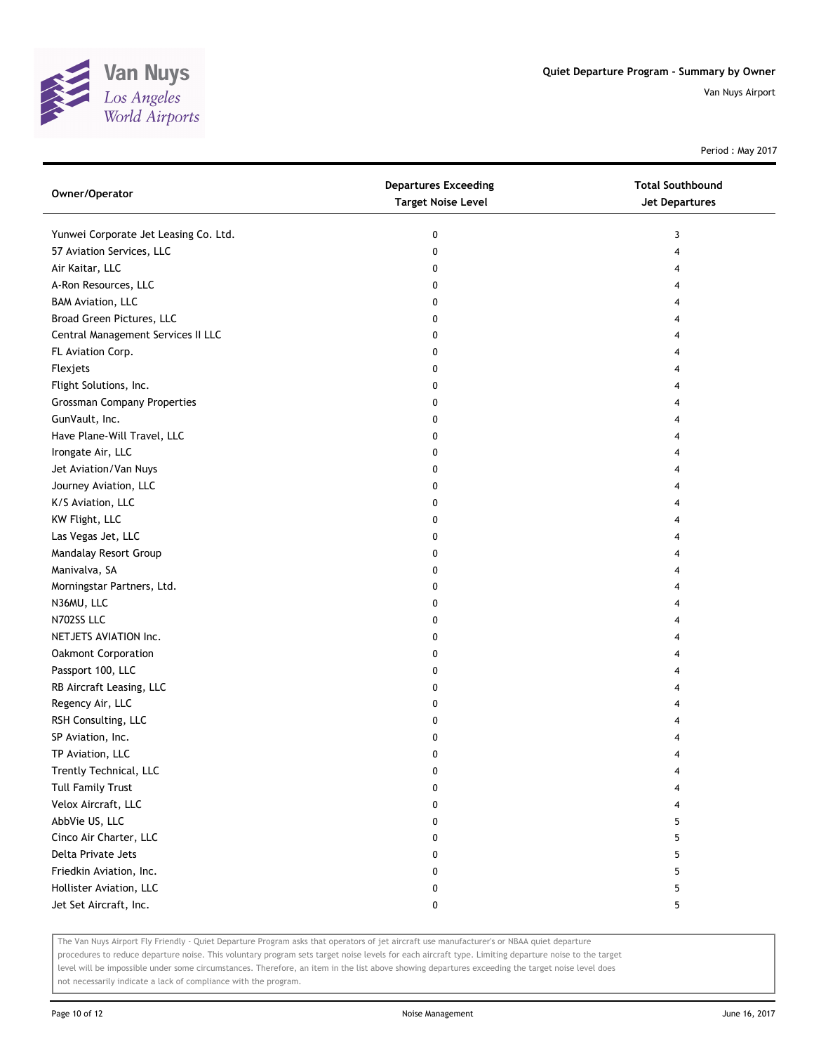Quiet Departure Program - Summary by Owner

Van Nuys Airport

Period : May 2017

| Owner/Operator | Departures Exceeding Target Noise Level | Total Southbound Jet Departures |
|---|---|---|
| Yunwei Corporate Jet Leasing Co. Ltd. | 0 | 3 |
| 57 Aviation Services, LLC | 0 | 4 |
| Air Kaitar, LLC | 0 | 4 |
| A-Ron Resources, LLC | 0 | 4 |
| BAM Aviation, LLC | 0 | 4 |
| Broad Green Pictures, LLC | 0 | 4 |
| Central Management Services II LLC | 0 | 4 |
| FL Aviation Corp. | 0 | 4 |
| Flexjets | 0 | 4 |
| Flight Solutions, Inc. | 0 | 4 |
| Grossman Company Properties | 0 | 4 |
| GunVault, Inc. | 0 | 4 |
| Have Plane-Will Travel, LLC | 0 | 4 |
| Irongate Air, LLC | 0 | 4 |
| Jet Aviation/Van Nuys | 0 | 4 |
| Journey Aviation, LLC | 0 | 4 |
| K/S Aviation, LLC | 0 | 4 |
| KW Flight, LLC | 0 | 4 |
| Las Vegas Jet, LLC | 0 | 4 |
| Mandalay Resort Group | 0 | 4 |
| Manivalva, SA | 0 | 4 |
| Morningstar Partners, Ltd. | 0 | 4 |
| N36MU, LLC | 0 | 4 |
| N702SS LLC | 0 | 4 |
| NETJETS AVIATION Inc. | 0 | 4 |
| Oakmont Corporation | 0 | 4 |
| Passport 100, LLC | 0 | 4 |
| RB Aircraft Leasing, LLC | 0 | 4 |
| Regency Air, LLC | 0 | 4 |
| RSH Consulting, LLC | 0 | 4 |
| SP Aviation, Inc. | 0 | 4 |
| TP Aviation, LLC | 0 | 4 |
| Trently Technical, LLC | 0 | 4 |
| Tull Family Trust | 0 | 4 |
| Velox Aircraft, LLC | 0 | 4 |
| AbbVie US, LLC | 0 | 5 |
| Cinco Air Charter, LLC | 0 | 5 |
| Delta Private Jets | 0 | 5 |
| Friedkin Aviation, Inc. | 0 | 5 |
| Hollister Aviation, LLC | 0 | 5 |
| Jet Set Aircraft, Inc. | 0 | 5 |

The Van Nuys Airport Fly Friendly - Quiet Departure Program asks that operators of jet aircraft use manufacturer's or NBAA quiet departure procedures to reduce departure noise. This voluntary program sets target noise levels for each aircraft type. Limiting departure noise to the target level will be impossible under some circumstances. Therefore, an item in the list above showing departures exceeding the target noise level does not necessarily indicate a lack of compliance with the program.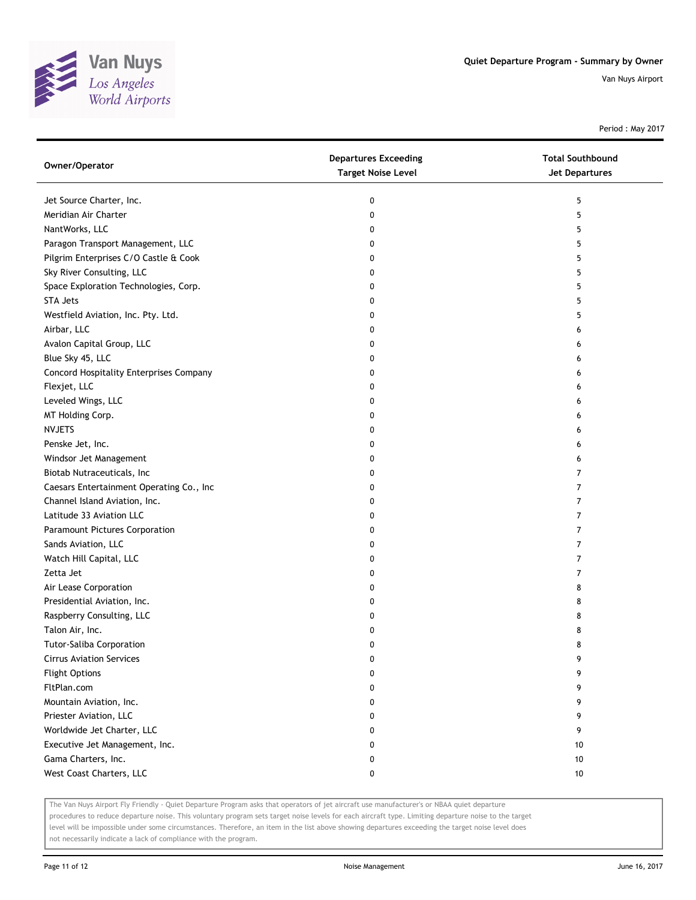# Quiet Departure Program - Summary by Owner

Van Nuys Airport

Period : May 2017

| Owner/Operator | Departures Exceeding Target Noise Level | Total Southbound Jet Departures |
|---|---|---|
| Jet Source Charter, Inc. | 0 | 5 |
| Meridian Air Charter | 0 | 5 |
| NantWorks, LLC | 0 | 5 |
| Paragon Transport Management, LLC | 0 | 5 |
| Pilgrim Enterprises C/O Castle & Cook | 0 | 5 |
| Sky River Consulting, LLC | 0 | 5 |
| Space Exploration Technologies, Corp. | 0 | 5 |
| STA Jets | 0 | 5 |
| Westfield Aviation, Inc. Pty. Ltd. | 0 | 5 |
| Airbar, LLC | 0 | 6 |
| Avalon Capital Group, LLC | 0 | 6 |
| Blue Sky 45, LLC | 0 | 6 |
| Concord Hospitality Enterprises Company | 0 | 6 |
| Flexjet, LLC | 0 | 6 |
| Leveled Wings, LLC | 0 | 6 |
| MT Holding Corp. | 0 | 6 |
| NVJETS | 0 | 6 |
| Penske Jet, Inc. | 0 | 6 |
| Windsor Jet Management | 0 | 6 |
| Biotab Nutraceuticals, Inc | 0 | 7 |
| Caesars Entertainment Operating Co., Inc | 0 | 7 |
| Channel Island Aviation, Inc. | 0 | 7 |
| Latitude 33 Aviation LLC | 0 | 7 |
| Paramount Pictures Corporation | 0 | 7 |
| Sands Aviation, LLC | 0 | 7 |
| Watch Hill Capital, LLC | 0 | 7 |
| Zetta Jet | 0 | 7 |
| Air Lease Corporation | 0 | 8 |
| Presidential Aviation, Inc. | 0 | 8 |
| Raspberry Consulting, LLC | 0 | 8 |
| Talon Air, Inc. | 0 | 8 |
| Tutor-Saliba Corporation | 0 | 8 |
| Cirrus Aviation Services | 0 | 9 |
| Flight Options | 0 | 9 |
| FltPlan.com | 0 | 9 |
| Mountain Aviation, Inc. | 0 | 9 |
| Priester Aviation, LLC | 0 | 9 |
| Worldwide Jet Charter, LLC | 0 | 9 |
| Executive Jet Management, Inc. | 0 | 10 |
| Gama Charters, Inc. | 0 | 10 |
| West Coast Charters, LLC | 0 | 10 |

The Van Nuys Airport Fly Friendly - Quiet Departure Program asks that operators of jet aircraft use manufacturer's or NBAA quiet departure procedures to reduce departure noise. This voluntary program sets target noise levels for each aircraft type. Limiting departure noise to the target level will be impossible under some circumstances. Therefore, an item in the list above showing departures exceeding the target noise level does not necessarily indicate a lack of compliance with the program.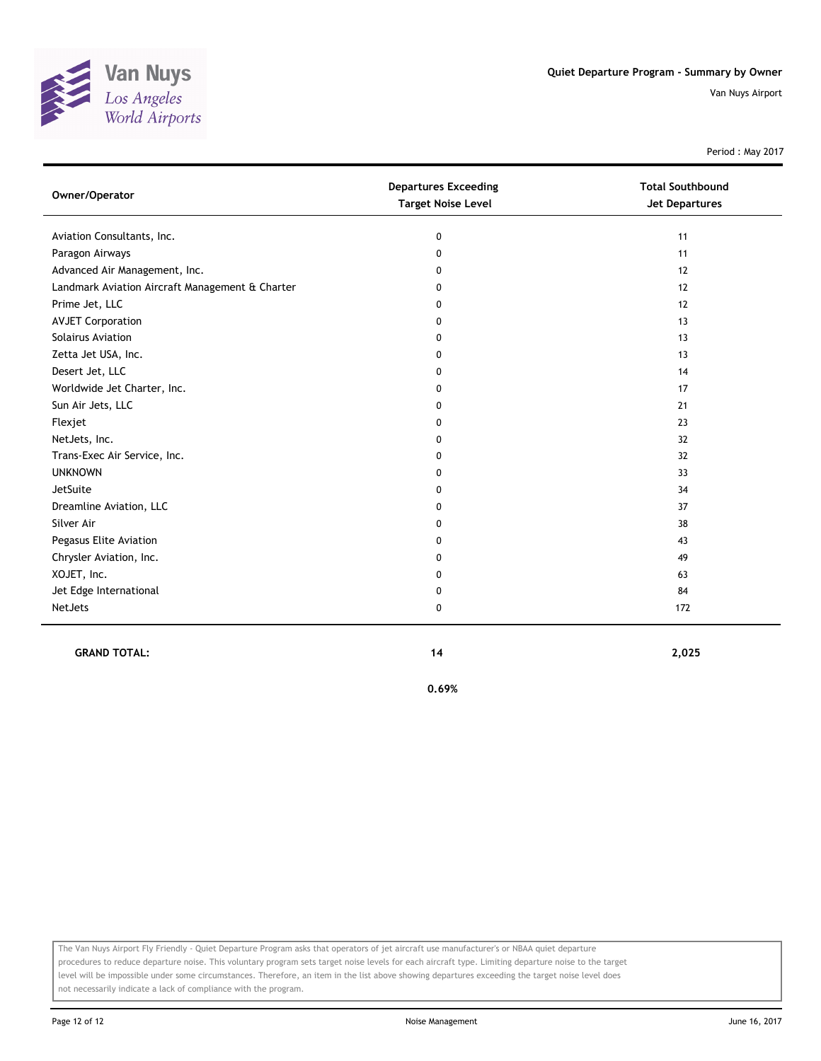Quiet Departure Program - Summary by Owner

Van Nuys Airport

Period : May 2017

| Owner/Operator | Departures Exceeding Target Noise Level | Total Southbound Jet Departures |
|---|---|---|
| Aviation Consultants, Inc. | 0 | 11 |
| Paragon Airways | 0 | 11 |
| Advanced Air Management, Inc. | 0 | 12 |
| Landmark Aviation Aircraft Management & Charter | 0 | 12 |
| Prime Jet, LLC | 0 | 12 |
| AVJET Corporation | 0 | 13 |
| Solairus Aviation | 0 | 13 |
| Zetta Jet USA, Inc. | 0 | 13 |
| Desert Jet, LLC | 0 | 14 |
| Worldwide Jet Charter, Inc. | 0 | 17 |
| Sun Air Jets, LLC | 0 | 21 |
| Flexjet | 0 | 23 |
| NetJets, Inc. | 0 | 32 |
| Trans-Exec Air Service, Inc. | 0 | 32 |
| UNKNOWN | 0 | 33 |
| JetSuite | 0 | 34 |
| Dreamline Aviation, LLC | 0 | 37 |
| Silver Air | 0 | 38 |
| Pegasus Elite Aviation | 0 | 43 |
| Chrysler Aviation, Inc. | 0 | 49 |
| XOJET, Inc. | 0 | 63 |
| Jet Edge International | 0 | 84 |
| NetJets | 0 | 172 |
| **GRAND TOTAL:** | **14** | **2,025** |
| | **0.69%** | |

The Van Nuys Airport Fly Friendly - Quiet Departure Program asks that operators of jet aircraft use manufacturer's or NBAA quiet departure procedures to reduce departure noise. This voluntary program sets target noise levels for each aircraft type. Limiting departure noise to the target level will be impossible under some circumstances. Therefore, an item in the list above showing departures exceeding the target noise level does not necessarily indicate a lack of compliance with the program.